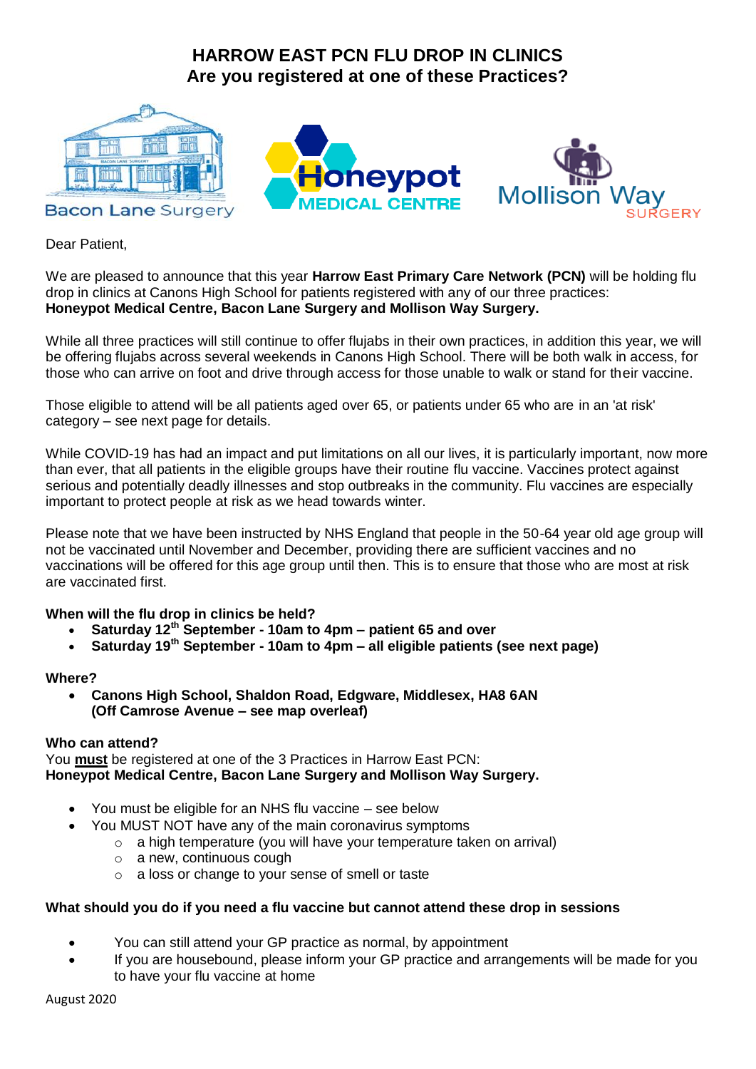# HARRROW EAST PCN FLU DROP IN CLINICS

# HARROW EAST PCN FLU DROP IN CLINICS
## Are you registered at one of these Practices?

Bacon Lane Surgery | Honeypot MEDICAL CENTRE | Mollison Way SURGERY

Dear Patient,

We are pleased to announce that this year **Harrow East Primary Care Network (PCN)** will be holding flu drop in clinics at Canons High School for patients registered with any of our three practices: **Honeypot Medical Centre, Bacon Lane Surgery and Mollison Way Surgery.**

While all three practices will still continue to offer flujabs in their own practices, in addition this year, we will be offering flujabs across several weekends in Canons High School. There will be both walk in access, for those who can arrive on foot and drive through access for those unable to walk or stand for their vaccine.

Those eligible to attend will be all patients aged over 65, or patients under 65 who are in an 'at risk' category – see next page for details.

While COVID-19 has had an impact and put limitations on all our lives, it is particularly important, now more than ever, that all patients in the eligible groups have their routine flu vaccine. Vaccines protect against serious and potentially deadly illnesses and stop outbreaks in the community. Flu vaccines are especially important to protect people at risk as we head towards winter.

Please note that we have been instructed by NHS England that people in the 50-64 year old age group will not be vaccinated until November and December, providing there are sufficient vaccines and no vaccinations will be offered for this age group until then. This is to ensure that those who are most at risk are vaccinated first.

**When will the flu drop in clinics be held?**

- **Saturday 12th September - 10am to 4pm – patient 65 and over**
- **Saturday 19th September - 10am to 4pm – all eligible patients (see next page)**

**Where?**

- **Canons High School, Shaldon Road, Edgware, Middlesex, HA8 6AN (Off Camrose Avenue – see map overleaf)**

**Who can attend?**

You **must** be registered at one of the 3 Practices in Harrow East PCN:
**Honeypot Medical Centre, Bacon Lane Surgery and Mollison Way Surgery.**

- You must be eligible for an NHS flu vaccine – see below
- You MUST NOT have any of the main coronavirus symptoms
  - a high temperature (you will have your temperature taken on arrival)
  - a new, continuous cough
  - a loss or change to your sense of smell or taste

**What should you do if you need a flu vaccine but cannot attend these drop in sessions**

- You can still attend your GP practice as normal, by appointment
- If you are housebound, please inform your GP practice and arrangements will be made for you to have your flu vaccine at home

August 2020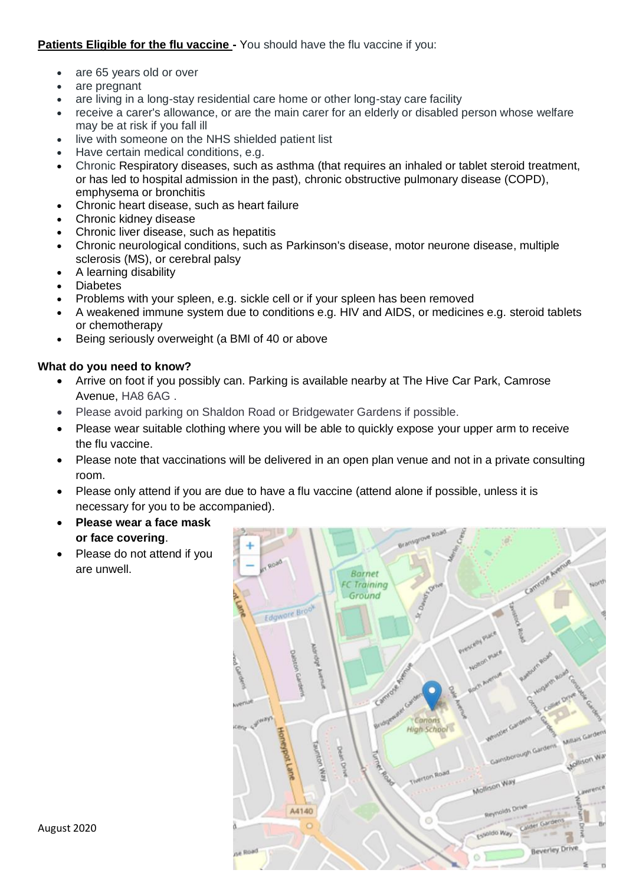**Patients Eligible for the flu vaccine -** You should have the flu vaccine if you:

- are 65 years old or over
- are pregnant
- are living in a long-stay residential care home or other long-stay care facility
- receive a carer's allowance, or are the main carer for an elderly or disabled person whose welfare may be at risk if you fall ill
- live with someone on the NHS shielded patient list
- Have certain medical conditions, e.g.
- Chronic Respiratory diseases, such as asthma (that requires an inhaled or tablet steroid treatment, or has led to hospital admission in the past), chronic obstructive pulmonary disease (COPD), emphysema or bronchitis
- Chronic heart disease, such as heart failure
- Chronic kidney disease
- Chronic liver disease, such as hepatitis
- Chronic neurological conditions, such as Parkinson's disease, motor neurone disease, multiple sclerosis (MS), or cerebral palsy
- A learning disability
- Diabetes
- Problems with your spleen, e.g. sickle cell or if your spleen has been removed
- A weakened immune system due to conditions e.g. HIV and AIDS, or medicines e.g. steroid tablets or chemotherapy
- Being seriously overweight (a BMI of 40 or above

**What do you need to know?**

- Arrive on foot if you possibly can. Parking is available nearby at The Hive Car Park, Camrose Avenue, HA8 6AG .
- Please avoid parking on Shaldon Road or Bridgewater Gardens if possible.
- Please wear suitable clothing where you will be able to quickly expose your upper arm to receive the flu vaccine.
- Please note that vaccinations will be delivered in an open plan venue and not in a private consulting room.
- Please only attend if you are due to have a flu vaccine (attend alone if possible, unless it is necessary for you to be accompanied).
- **Please wear a face mask or face covering**.
- Please do not attend if you are unwell.

August 2020